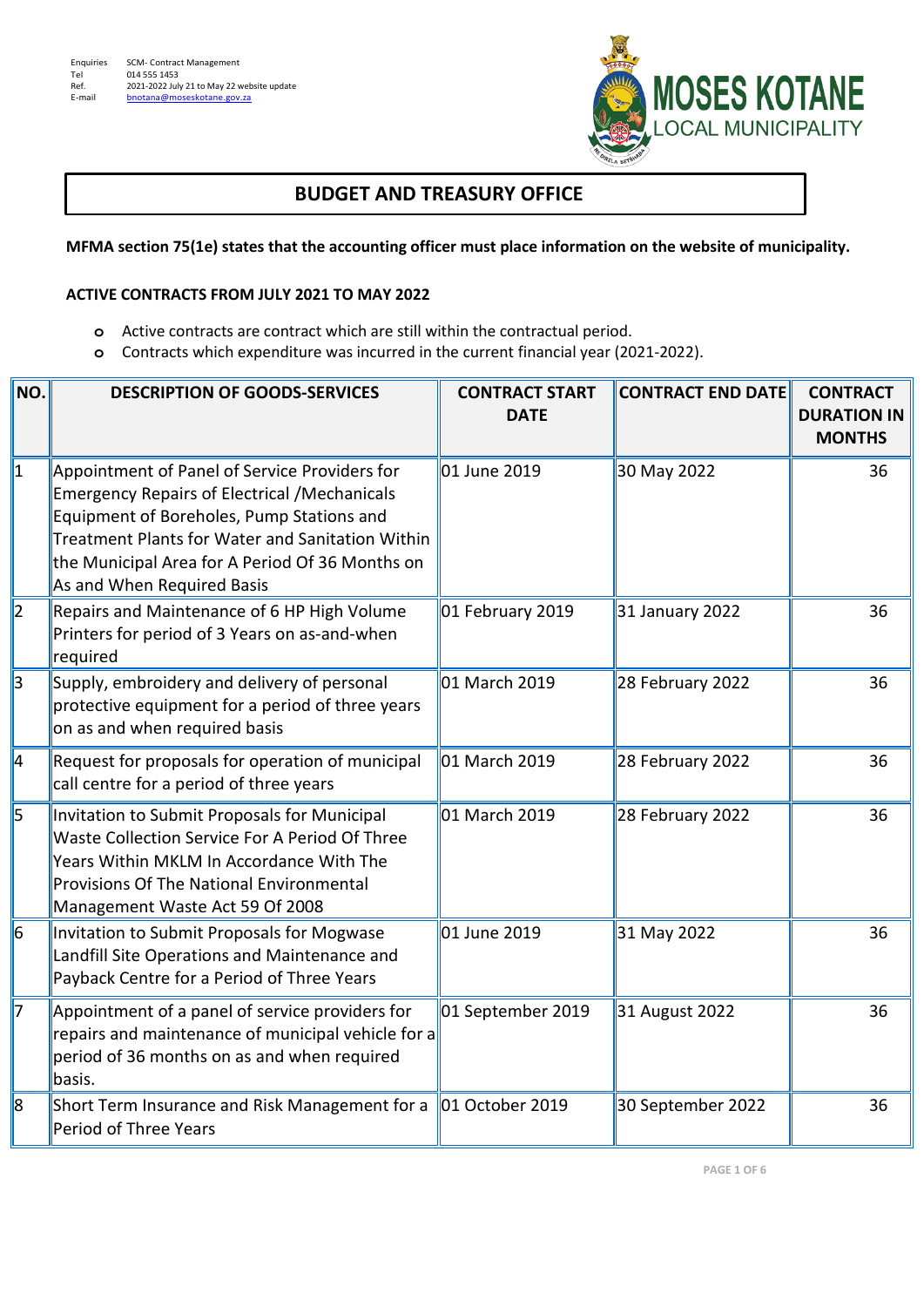Enquiries SCM- Contract Management
Tel 014 555 1453
Ref. 2021-2022 July 21 to May 22 website update
E-mail bnotana@moseskotane.gov.za

**MOSES KOTANE LOCAL MUNICIPALITY**

## BUDGET AND TREASURY OFFICE

**MFMA section 75(1e) states that the accounting officer must place information on the website of municipality.**

**ACTIVE CONTRACTS FROM JULY 2021 TO MAY 2022**

- Active contracts are contract which are still within the contractual period.
- Contracts which expenditure was incurred in the current financial year (2021-2022).

| NO. | DESCRIPTION OF GOODS-SERVICES | CONTRACT START DATE | CONTRACT END DATE | CONTRACT DURATION IN MONTHS |
|---|---|---|---|---|
| 1 | Appointment of Panel of Service Providers for Emergency Repairs of Electrical /Mechanicals Equipment of Boreholes, Pump Stations and Treatment Plants for Water and Sanitation Within the Municipal Area for A Period Of 36 Months on As and When Required Basis | 01 June 2019 | 30 May 2022 | 36 |
| 2 | Repairs and Maintenance of 6 HP High Volume Printers for period of 3 Years on as-and-when required | 01 February 2019 | 31 January 2022 | 36 |
| 3 | Supply, embroidery and delivery of personal protective equipment for a period of three years on as and when required basis | 01 March 2019 | 28 February 2022 | 36 |
| 4 | Request for proposals for operation of municipal call centre for a period of three years | 01 March 2019 | 28 February 2022 | 36 |
| 5 | Invitation to Submit Proposals for Municipal Waste Collection Service For A Period Of Three Years Within MKLM In Accordance With The Provisions Of The National Environmental Management Waste Act 59 Of 2008 | 01 March 2019 | 28 February 2022 | 36 |
| 6 | Invitation to Submit Proposals for Mogwase Landfill Site Operations and Maintenance and Payback Centre for a Period of Three Years | 01 June 2019 | 31 May 2022 | 36 |
| 7 | Appointment of a panel of service providers for repairs and maintenance of municipal vehicle for a period of 36 months on as and when required basis. | 01 September 2019 | 31 August 2022 | 36 |
| 8 | Short Term Insurance and Risk Management for a Period of Three Years | 01 October 2019 | 30 September 2022 | 36 |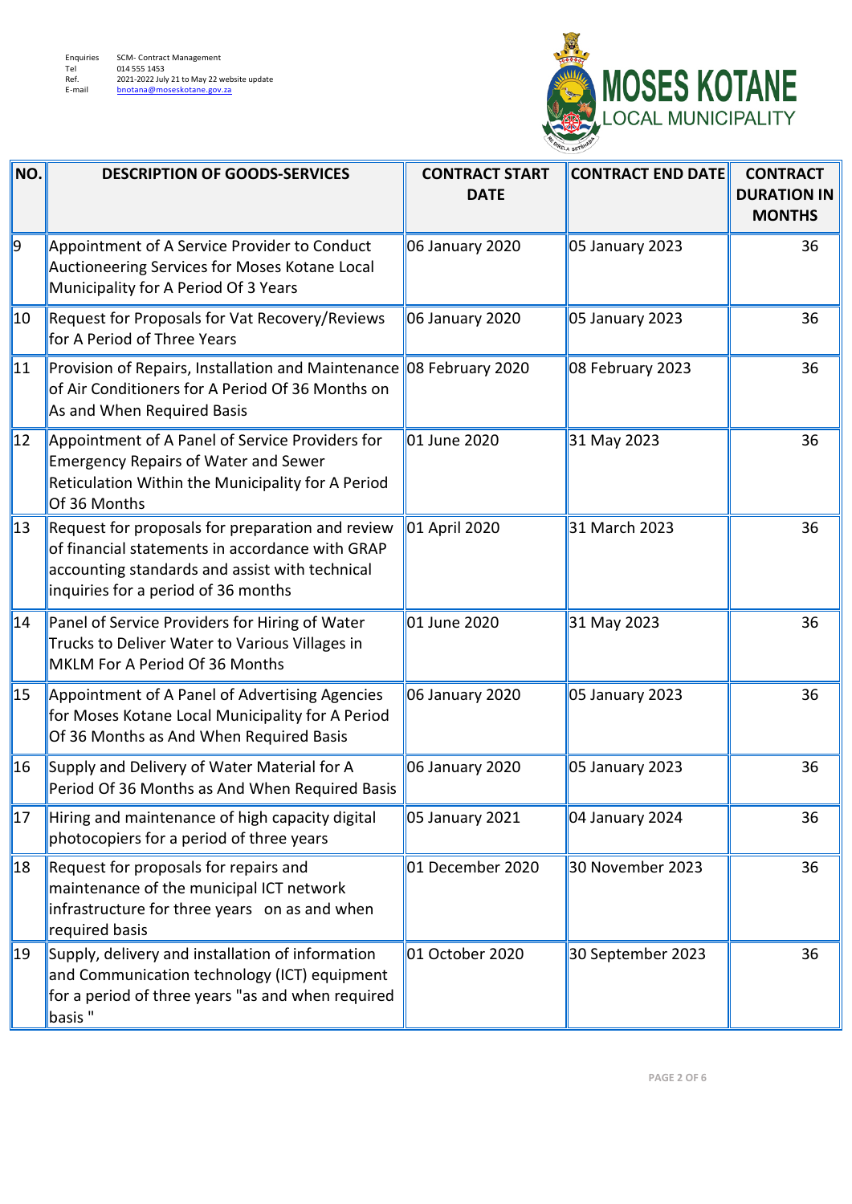Enquiries SCM- Contract Management
Tel 014 555 1453
Ref. 2021-2022 July 21 to May 22 website update
E-mail bnotana@moseskotane.gov.za

**MOSES KOTANE LOCAL MUNICIPALITY**

| NO. | DESCRIPTION OF GOODS-SERVICES | CONTRACT START DATE | CONTRACT END DATE | CONTRACT DURATION IN MONTHS |
|---|---|---|---|---|
| 9 | Appointment of A Service Provider to Conduct Auctioneering Services for Moses Kotane Local Municipality for A Period Of 3 Years | 06 January 2020 | 05 January 2023 | 36 |
| 10 | Request for Proposals for Vat Recovery/Reviews for A Period of Three Years | 06 January 2020 | 05 January 2023 | 36 |
| 11 | Provision of Repairs, Installation and Maintenance of Air Conditioners for A Period Of 36 Months on As and When Required Basis | 08 February 2020 | 08 February 2023 | 36 |
| 12 | Appointment of A Panel of Service Providers for Emergency Repairs of Water and Sewer Reticulation Within the Municipality for A Period Of 36 Months | 01 June 2020 | 31 May 2023 | 36 |
| 13 | Request for proposals for preparation and review of financial statements in accordance with GRAP accounting standards and assist with technical inquiries for a period of 36 months | 01 April 2020 | 31 March 2023 | 36 |
| 14 | Panel of Service Providers for Hiring of Water Trucks to Deliver Water to Various Villages in MKLM For A Period Of 36 Months | 01 June 2020 | 31 May 2023 | 36 |
| 15 | Appointment of A Panel of Advertising Agencies for Moses Kotane Local Municipality for A Period Of 36 Months as And When Required Basis | 06 January 2020 | 05 January 2023 | 36 |
| 16 | Supply and Delivery of Water Material for A Period Of 36 Months as And When Required Basis | 06 January 2020 | 05 January 2023 | 36 |
| 17 | Hiring and maintenance of high capacity digital photocopiers for a period of three years | 05 January 2021 | 04 January 2024 | 36 |
| 18 | Request for proposals for repairs and maintenance of the municipal ICT network infrastructure for three years on as and when required basis | 01 December 2020 | 30 November 2023 | 36 |
| 19 | Supply, delivery and installation of information and Communication technology (ICT) equipment for a period of three years "as and when required basis " | 01 October 2020 | 30 September 2023 | 36 |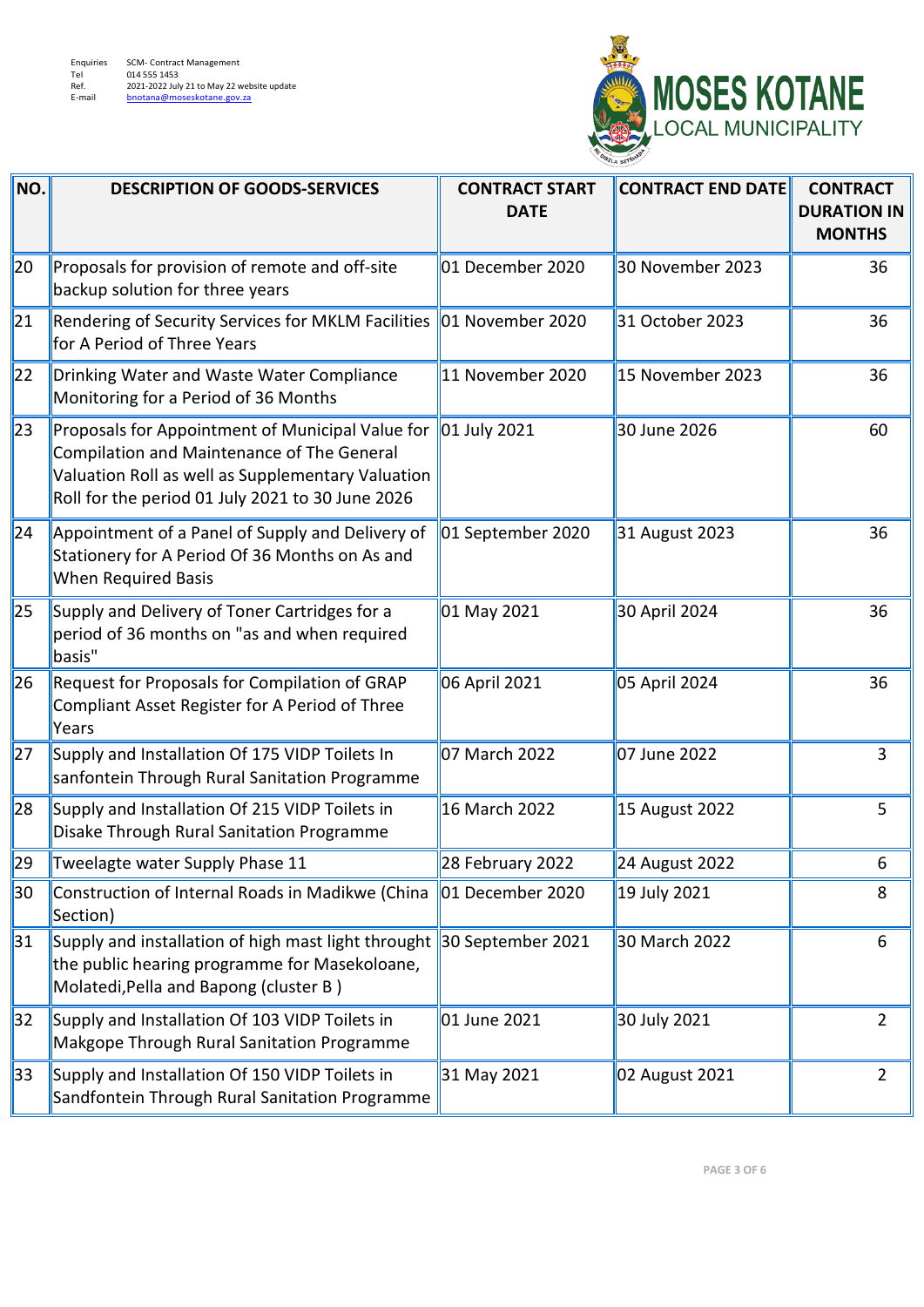Enquiries SCM- Contract Management
Tel 014 555 1453
Ref. 2021-2022 July 21 to May 22 website update
E-mail bnotana@moseskotane.gov.za

**MOSES KOTANE LOCAL MUNICIPALITY**

| NO. | DESCRIPTION OF GOODS-SERVICES | CONTRACT START DATE | CONTRACT END DATE | CONTRACT DURATION IN MONTHS |
|---|---|---|---|---|
| 20 | Proposals for provision of remote and off-site backup solution for three years | 01 December 2020 | 30 November 2023 | 36 |
| 21 | Rendering of Security Services for MKLM Facilities for A Period of Three Years | 01 November 2020 | 31 October 2023 | 36 |
| 22 | Drinking Water and Waste Water Compliance Monitoring for a Period of 36 Months | 11 November 2020 | 15 November 2023 | 36 |
| 23 | Proposals for Appointment of Municipal Value for Compilation and Maintenance of The General Valuation Roll as well as Supplementary Valuation Roll for the period 01 July 2021 to 30 June 2026 | 01 July 2021 | 30 June 2026 | 60 |
| 24 | Appointment of a Panel of Supply and Delivery of Stationery for A Period Of 36 Months on As and When Required Basis | 01 September 2020 | 31 August 2023 | 36 |
| 25 | Supply and Delivery of Toner Cartridges for a period of 36 months on "as and when required basis" | 01 May 2021 | 30 April 2024 | 36 |
| 26 | Request for Proposals for Compilation of GRAP Compliant Asset Register for A Period of Three Years | 06 April 2021 | 05 April 2024 | 36 |
| 27 | Supply and Installation Of 175 VIDP Toilets In sanfontein Through Rural Sanitation Programme | 07 March 2022 | 07 June 2022 | 3 |
| 28 | Supply and Installation Of 215 VIDP Toilets in Disake Through Rural Sanitation Programme | 16 March 2022 | 15 August 2022 | 5 |
| 29 | Tweelagte water Supply Phase 11 | 28 February 2022 | 24 August 2022 | 6 |
| 30 | Construction of Internal Roads in Madikwe (China Section) | 01 December 2020 | 19 July 2021 | 8 |
| 31 | Supply and installation of high mast light throught the public hearing programme for Masekoloane, Molatedi,Pella and Bapong (cluster B ) | 30 September 2021 | 30 March 2022 | 6 |
| 32 | Supply and Installation Of 103 VIDP Toilets in Makgope Through Rural Sanitation Programme | 01 June 2021 | 30 July 2021 | 2 |
| 33 | Supply and Installation Of 150 VIDP Toilets in Sandfontein Through Rural Sanitation Programme | 31 May 2021 | 02 August 2021 | 2 |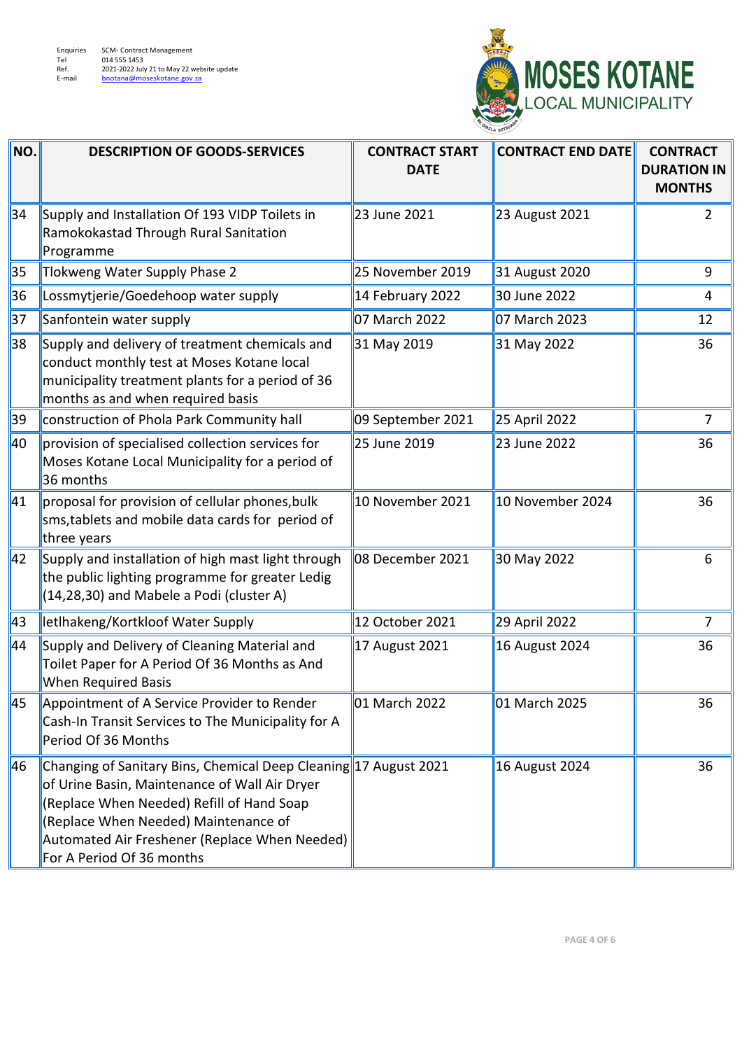| Enquiries | SCM- Contract Management |
|---|---|
| Tel | 014 555 1453 |
| Ref. | 2021-2022 July 21 to May 22 website update |
| E-mail | bnotana@moseskotane.gov.za |

**MOSES KOTANE LOCAL MUNICIPALITY**

| NO. | DESCRIPTION OF GOODS-SERVICES | CONTRACT START DATE | CONTRACT END DATE | CONTRACT DURATION IN MONTHS |
|---|---|---|---|---|
| 34 | Supply and Installation Of 193 VIDP Toilets in Ramokokastad Through Rural Sanitation Programme | 23 June 2021 | 23 August 2021 | 2 |
| 35 | Tlokweng Water Supply Phase 2 | 25 November 2019 | 31 August 2020 | 9 |
| 36 | Lossmytjerie/Goedehoop water supply | 14 February 2022 | 30 June 2022 | 4 |
| 37 | Sanfontein water supply | 07 March 2022 | 07 March 2023 | 12 |
| 38 | Supply and delivery of treatment chemicals and conduct monthly test at Moses Kotane local municipality treatment plants for a period of 36 months as and when required basis | 31 May 2019 | 31 May 2022 | 36 |
| 39 | construction of Phola Park Community hall | 09 September 2021 | 25 April 2022 | 7 |
| 40 | provision of specialised collection services for Moses Kotane Local Municipality for a period of 36 months | 25 June 2019 | 23 June 2022 | 36 |
| 41 | proposal for provision of cellular phones,bulk sms,tablets and mobile data cards for period of three years | 10 November 2021 | 10 November 2024 | 36 |
| 42 | Supply and installation of high mast light through the public lighting programme for greater Ledig (14,28,30) and Mabele a Podi (cluster A) | 08 December 2021 | 30 May 2022 | 6 |
| 43 | letlhakeng/Kortkloof Water Supply | 12 October 2021 | 29 April 2022 | 7 |
| 44 | Supply and Delivery of Cleaning Material and Toilet Paper for A Period Of 36 Months as And When Required Basis | 17 August 2021 | 16 August 2024 | 36 |
| 45 | Appointment of A Service Provider to Render Cash-In Transit Services to The Municipality for A Period Of 36 Months | 01 March 2022 | 01 March 2025 | 36 |
| 46 | Changing of Sanitary Bins, Chemical Deep Cleaning of Urine Basin, Maintenance of Wall Air Dryer (Replace When Needed) Refill of Hand Soap (Replace When Needed) Maintenance of Automated Air Freshener (Replace When Needed) For A Period Of 36 months | 17 August 2021 | 16 August 2024 | 36 |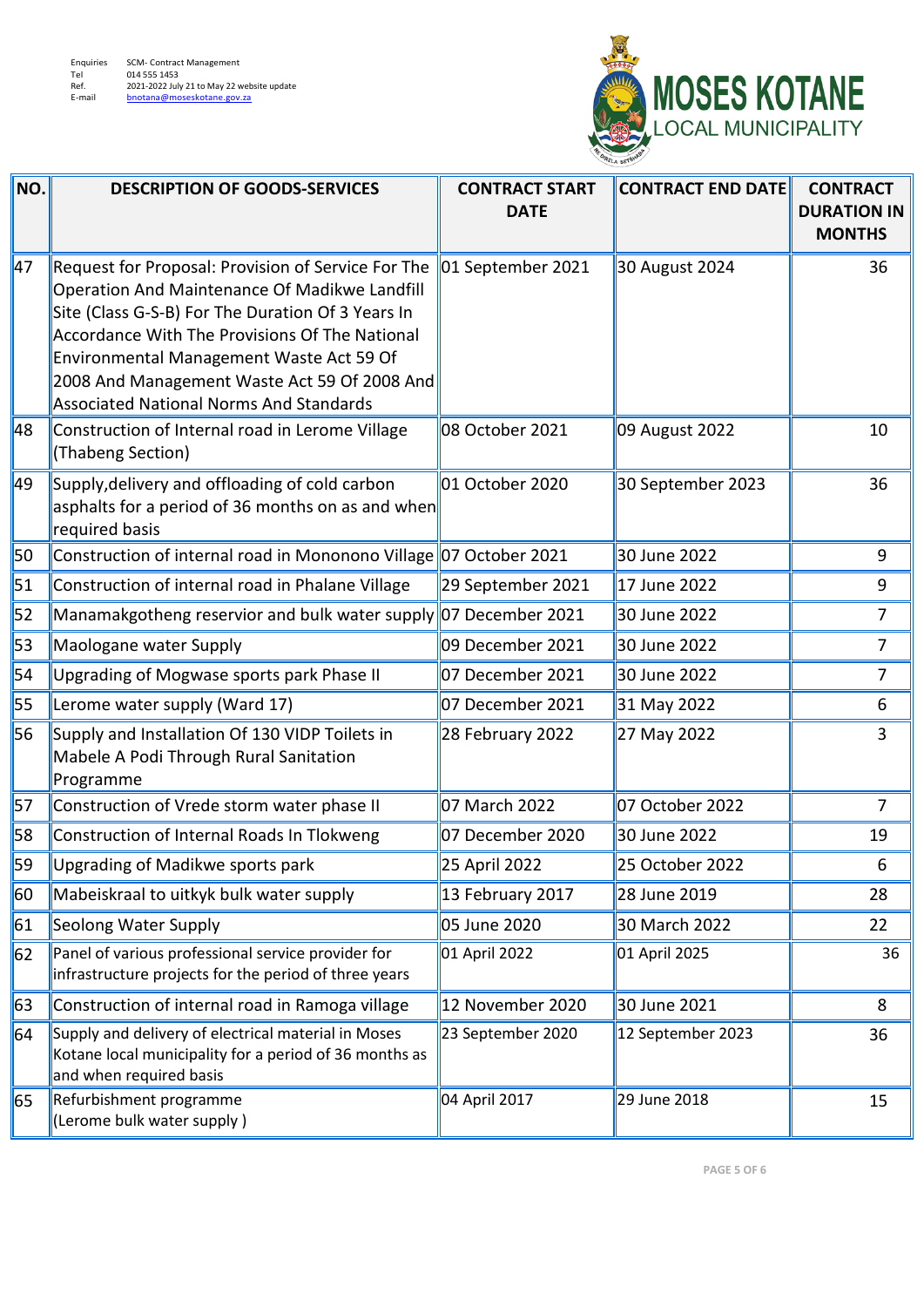Enquiries SCM- Contract Management
Tel 014 555 1453
Ref. 2021-2022 July 21 to May 22 website update
E-mail bnotana@moseskotane.gov.za

**MOSES KOTANE LOCAL MUNICIPALITY**

| NO. | DESCRIPTION OF GOODS-SERVICES | CONTRACT START DATE | CONTRACT END DATE | CONTRACT DURATION IN MONTHS |
|---|---|---|---|---|
| 47 | Request for Proposal: Provision of Service For The Operation And Maintenance Of Madikwe Landfill Site (Class G-S-B) For The Duration Of 3 Years In Accordance With The Provisions Of The National Environmental Management Waste Act 59 Of 2008 And Management Waste Act 59 Of 2008 And Associated National Norms And Standards | 01 September 2021 | 30 August 2024 | 36 |
| 48 | Construction of Internal road in Lerome Village (Thabeng Section) | 08 October 2021 | 09 August 2022 | 10 |
| 49 | Supply,delivery and offloading of cold carbon asphalts for a period of 36 months on as and when required basis | 01 October 2020 | 30 September 2023 | 36 |
| 50 | Construction of internal road in Mononono Village | 07 October 2021 | 30 June 2022 | 9 |
| 51 | Construction of internal road in Phalane Village | 29 September 2021 | 17 June 2022 | 9 |
| 52 | Manamakgotheng reservior and bulk water supply | 07 December 2021 | 30 June 2022 | 7 |
| 53 | Maologane water Supply | 09 December 2021 | 30 June 2022 | 7 |
| 54 | Upgrading of Mogwase sports park Phase II | 07 December 2021 | 30 June 2022 | 7 |
| 55 | Lerome water supply (Ward 17) | 07 December 2021 | 31 May 2022 | 6 |
| 56 | Supply and Installation Of 130 VIDP Toilets in Mabele A Podi Through Rural Sanitation Programme | 28 February 2022 | 27 May 2022 | 3 |
| 57 | Construction of Vrede storm water phase II | 07 March 2022 | 07 October 2022 | 7 |
| 58 | Construction of Internal Roads In Tlokweng | 07 December 2020 | 30 June 2022 | 19 |
| 59 | Upgrading of Madikwe sports park | 25 April 2022 | 25 October 2022 | 6 |
| 60 | Mabeiskraal to uitkyk bulk water supply | 13 February 2017 | 28 June 2019 | 28 |
| 61 | Seolong Water Supply | 05 June 2020 | 30 March 2022 | 22 |
| 62 | Panel of various professional service provider for infrastructure projects for the period of three years | 01 April 2022 | 01 April 2025 | 36 |
| 63 | Construction of internal road in Ramoga village | 12 November 2020 | 30 June 2021 | 8 |
| 64 | Supply and delivery of electrical material in Moses Kotane local municipality for a period of 36 months as and when required basis | 23 September 2020 | 12 September 2023 | 36 |
| 65 | Refurbishment programme (Lerome bulk water supply ) | 04 April 2017 | 29 June 2018 | 15 |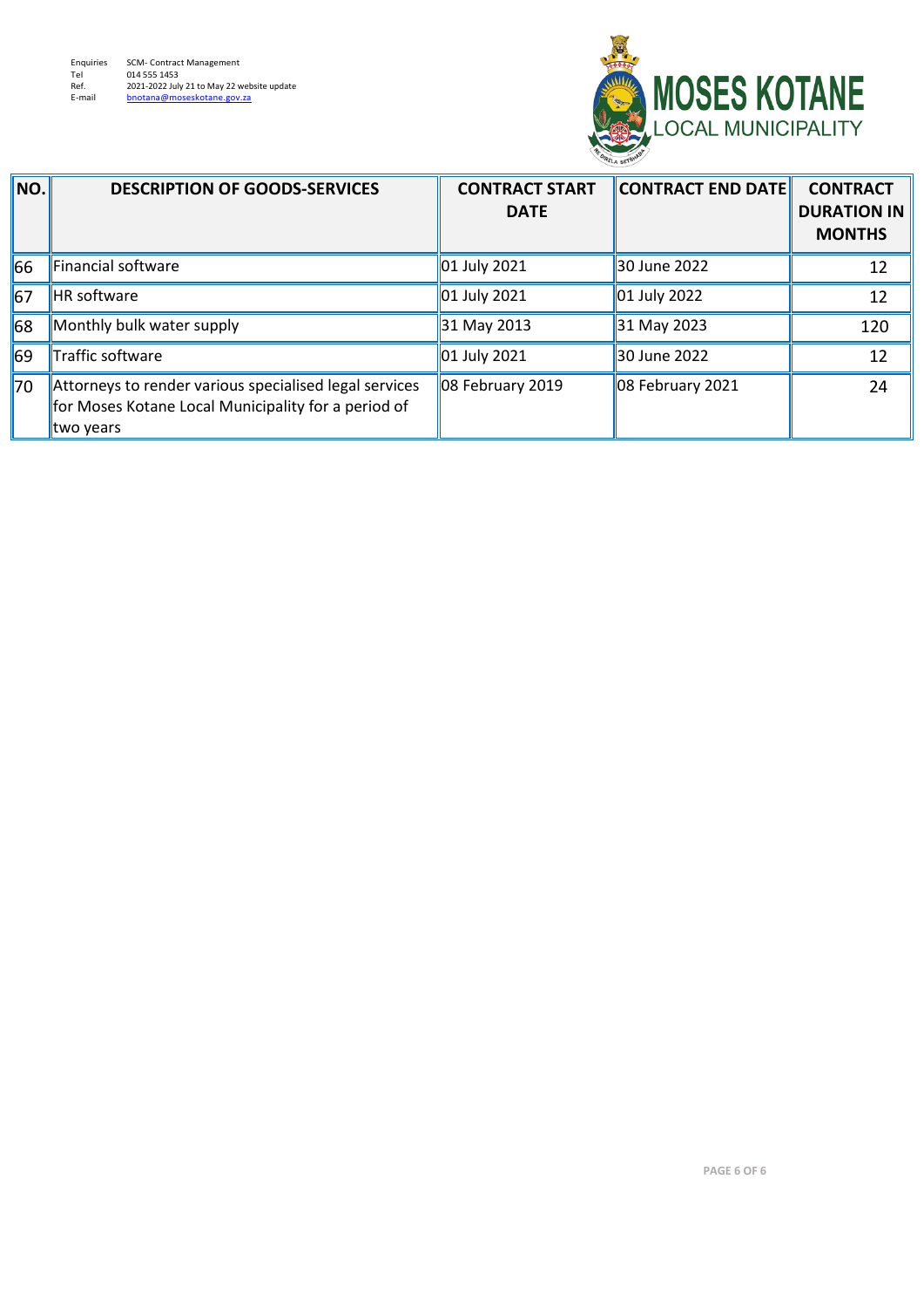| Enquiries | SCM- Contract Management |
|---|---|
| Tel | 014 555 1453 |
| Ref. | 2021-2022 July 21 to May 22 website update |
| E-mail | bnotana@moseskotane.gov.za |

**MOSES KOTANE LOCAL MUNICIPALITY**

| NO. | DESCRIPTION OF GOODS-SERVICES | CONTRACT START DATE | CONTRACT END DATE | CONTRACT DURATION IN MONTHS |
|---|---|---|---|---|
| 66 | Financial software | 01 July 2021 | 30 June 2022 | 12 |
| 67 | HR software | 01 July 2021 | 01 July 2022 | 12 |
| 68 | Monthly bulk water supply | 31 May 2013 | 31 May 2023 | 120 |
| 69 | Traffic software | 01 July 2021 | 30 June 2022 | 12 |
| 70 | Attorneys to render various specialised legal services for Moses Kotane Local Municipality for a period of two years | 08 February 2019 | 08 February 2021 | 24 |